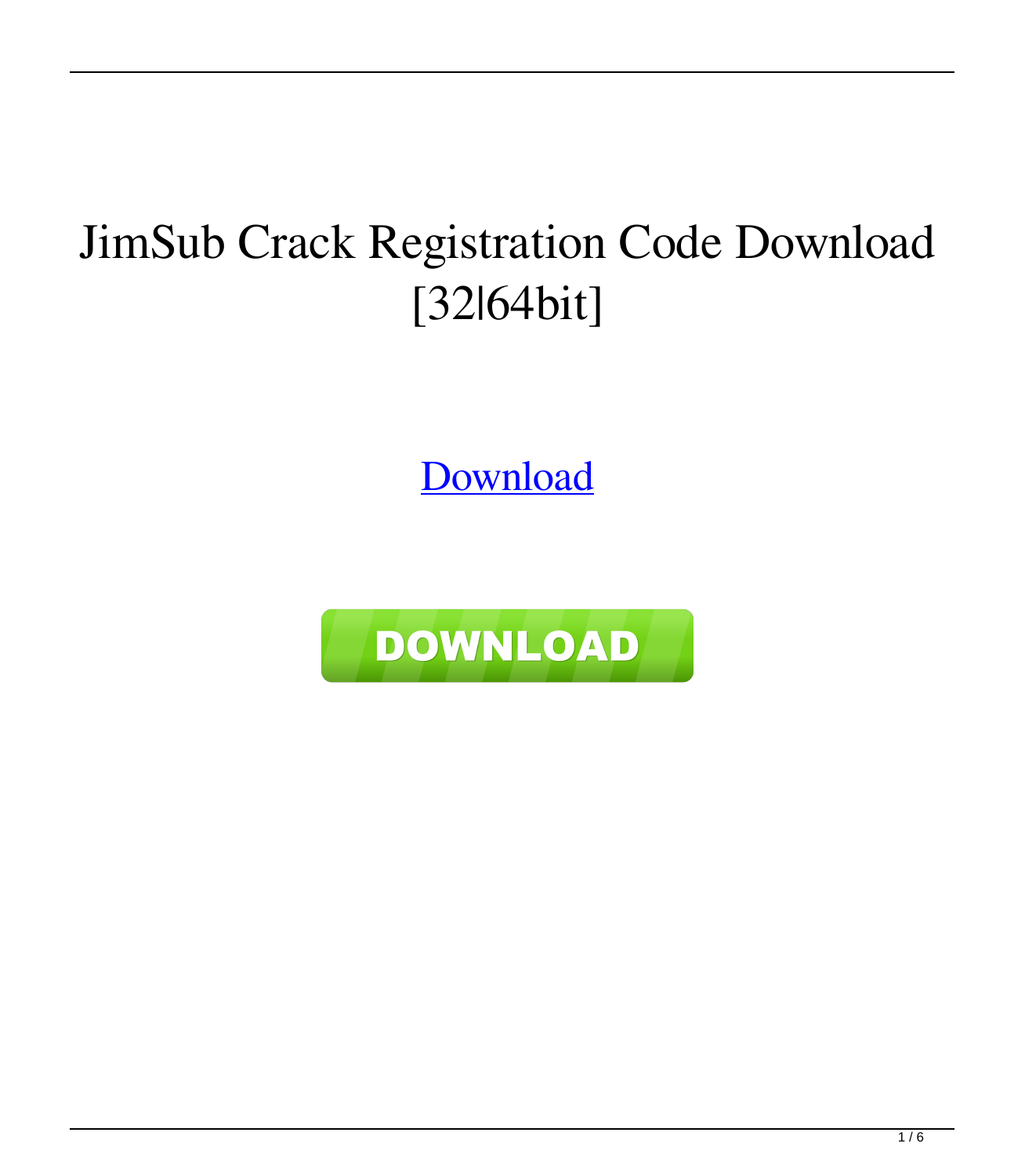# JimSub Crack Registration Code Download [32|64bit]

Download

DOWNLOAD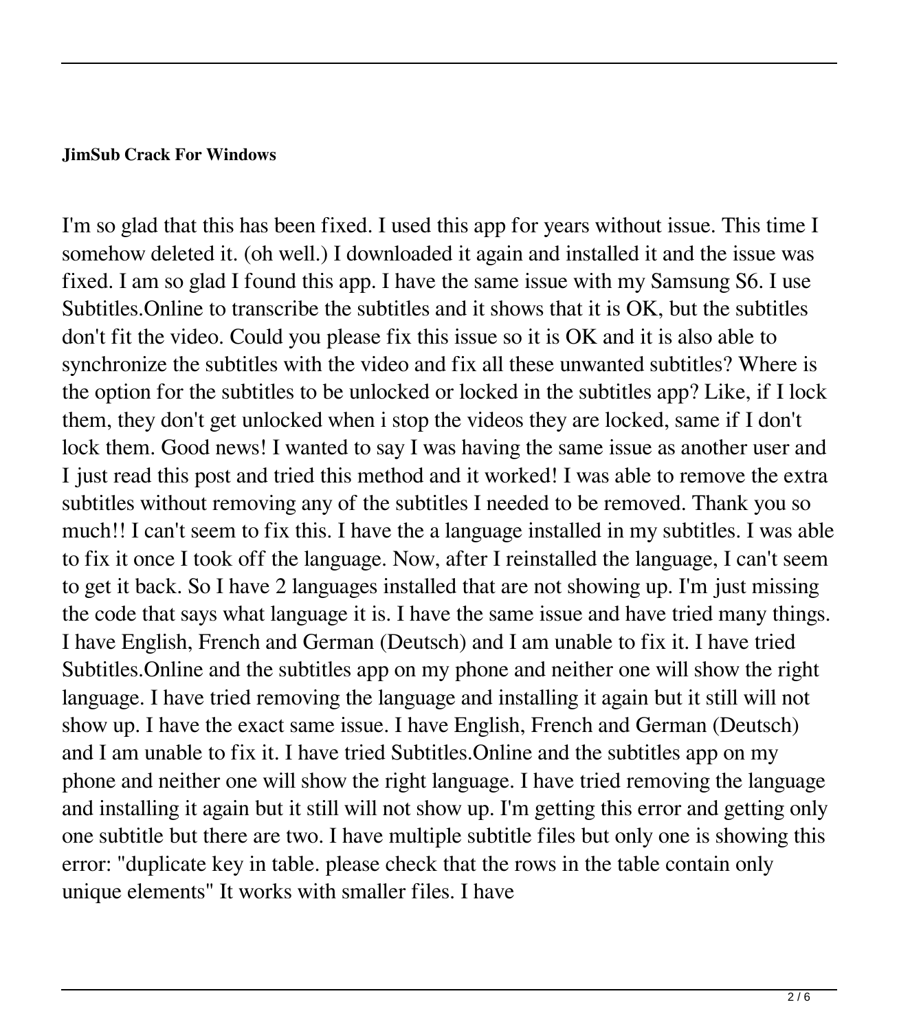**JimSub Crack For Windows**

I'm so glad that this has been fixed. I used this app for years without issue. This time I somehow deleted it. (oh well.) I downloaded it again and installed it and the issue was fixed. I am so glad I found this app. I have the same issue with my Samsung S6. I use Subtitles.Online to transcribe the subtitles and it shows that it is OK, but the subtitles don't fit the video. Could you please fix this issue so it is OK and it is also able to synchronize the subtitles with the video and fix all these unwanted subtitles? Where is the option for the subtitles to be unlocked or locked in the subtitles app? Like, if I lock them, they don't get unlocked when i stop the videos they are locked, same if I don't lock them. Good news! I wanted to say I was having the same issue as another user and I just read this post and tried this method and it worked! I was able to remove the extra subtitles without removing any of the subtitles I needed to be removed. Thank you so much!! I can't seem to fix this. I have the a language installed in my subtitles. I was able to fix it once I took off the language. Now, after I reinstalled the language, I can't seem to get it back. So I have 2 languages installed that are not showing up. I'm just missing the code that says what language it is. I have the same issue and have tried many things. I have English, French and German (Deutsch) and I am unable to fix it. I have tried Subtitles.Online and the subtitles app on my phone and neither one will show the right language. I have tried removing the language and installing it again but it still will not show up. I have the exact same issue. I have English, French and German (Deutsch) and I am unable to fix it. I have tried Subtitles.Online and the subtitles app on my phone and neither one will show the right language. I have tried removing the language and installing it again but it still will not show up. I'm getting this error and getting only one subtitle but there are two. I have multiple subtitle files but only one is showing this error: "duplicate key in table. please check that the rows in the table contain only unique elements" It works with smaller files. I have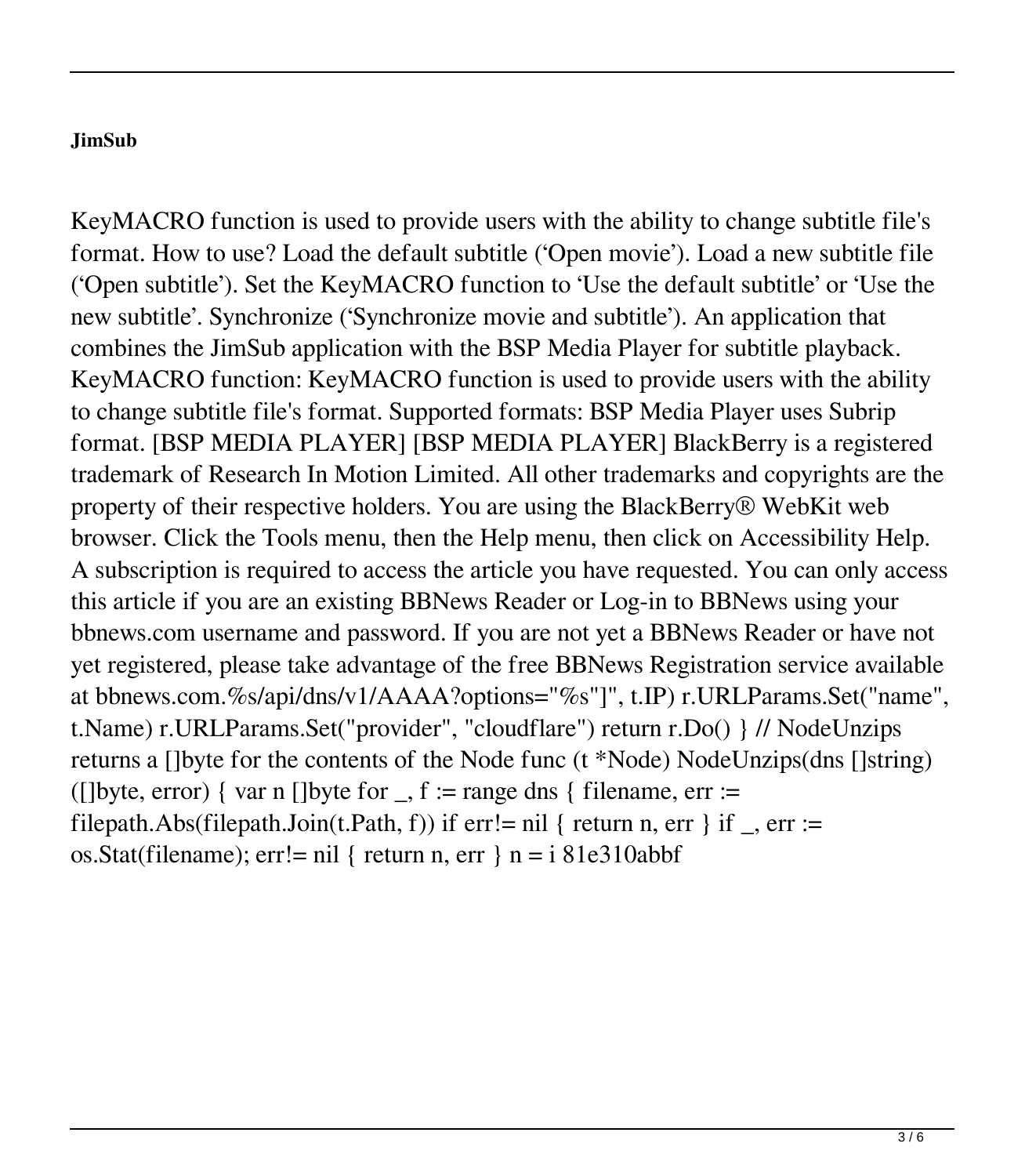**JimSub**

KeyMACRO function is used to provide users with the ability to change subtitle file's format. How to use? Load the default subtitle ('Open movie'). Load a new subtitle file ('Open subtitle'). Set the KeyMACRO function to 'Use the default subtitle' or 'Use the new subtitle'. Synchronize ('Synchronize movie and subtitle'). An application that combines the JimSub application with the BSP Media Player for subtitle playback. KeyMACRO function: KeyMACRO function is used to provide users with the ability to change subtitle file's format. Supported formats: BSP Media Player uses Subrip format. [BSP MEDIA PLAYER] [BSP MEDIA PLAYER] BlackBerry is a registered trademark of Research In Motion Limited. All other trademarks and copyrights are the property of their respective holders. You are using the BlackBerry® WebKit web browser. Click the Tools menu, then the Help menu, then click on Accessibility Help. A subscription is required to access the article you have requested. You can only access this article if you are an existing BBNews Reader or Log-in to BBNews using your bbnews.com username and password. If you are not yet a BBNews Reader or have not yet registered, please take advantage of the free BBNews Registration service available at bbnews.com.%s/api/dns/v1/AAAA?options="%s"]", t.IP) r.URLParams.Set("name", t.Name) r.URLParams.Set("provider", "cloudflare") return r.Do() } // NodeUnzips returns a []byte for the contents of the Node func (t *Node) NodeUnzips(dns []string) ([]byte, error) { var n []byte for _, f := range dns { filename, err := filepath.Abs(filepath.Join(t.Path, f)) if err!= nil { return n, err } if _, err := os.Stat(filename); err!= nil { return n, err } n = i 81e310abbf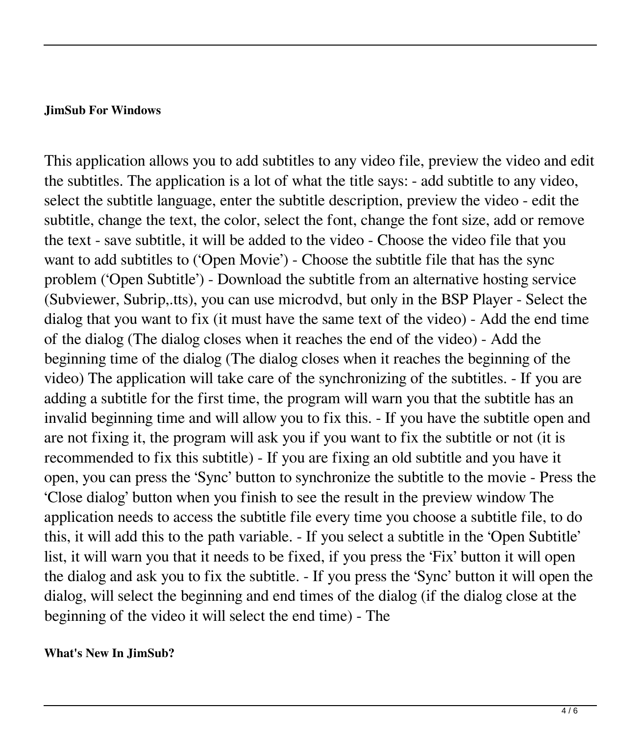**JimSub For Windows**

This application allows you to add subtitles to any video file, preview the video and edit the subtitles. The application is a lot of what the title says: - add subtitle to any video, select the subtitle language, enter the subtitle description, preview the video - edit the subtitle, change the text, the color, select the font, change the font size, add or remove the text - save subtitle, it will be added to the video - Choose the video file that you want to add subtitles to ('Open Movie') - Choose the subtitle file that has the sync problem ('Open Subtitle') - Download the subtitle from an alternative hosting service (Subviewer, Subrip,.tts), you can use microdvd, but only in the BSP Player - Select the dialog that you want to fix (it must have the same text of the video) - Add the end time of the dialog (The dialog closes when it reaches the end of the video) - Add the beginning time of the dialog (The dialog closes when it reaches the beginning of the video) The application will take care of the synchronizing of the subtitles. - If you are adding a subtitle for the first time, the program will warn you that the subtitle has an invalid beginning time and will allow you to fix this. - If you have the subtitle open and are not fixing it, the program will ask you if you want to fix the subtitle or not (it is recommended to fix this subtitle) - If you are fixing an old subtitle and you have it open, you can press the 'Sync' button to synchronize the subtitle to the movie - Press the 'Close dialog' button when you finish to see the result in the preview window The application needs to access the subtitle file every time you choose a subtitle file, to do this, it will add this to the path variable. - If you select a subtitle in the 'Open Subtitle' list, it will warn you that it needs to be fixed, if you press the 'Fix' button it will open the dialog and ask you to fix the subtitle. - If you press the 'Sync' button it will open the dialog, will select the beginning and end times of the dialog (if the dialog close at the beginning of the video it will select the end time) - The

**What's New In JimSub?**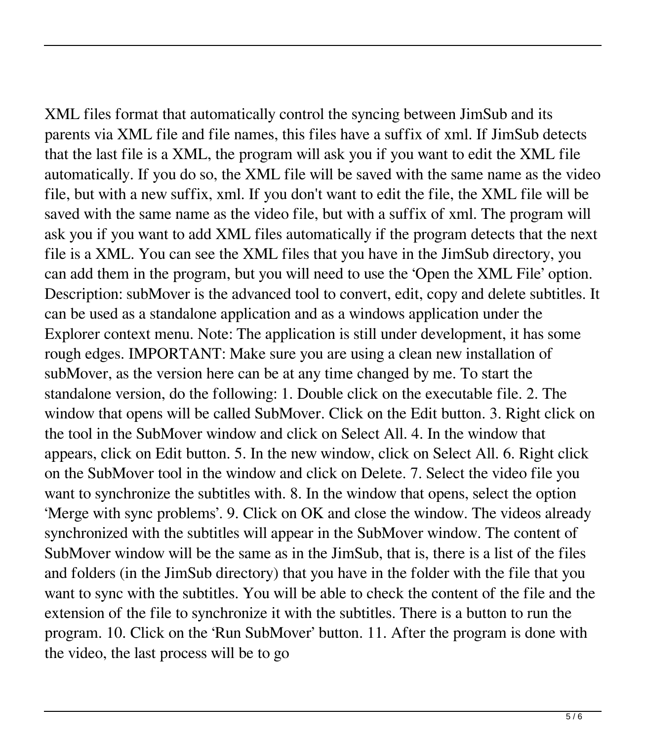XML files format that automatically control the syncing between JimSub and its parents via XML file and file names, this files have a suffix of xml. If JimSub detects that the last file is a XML, the program will ask you if you want to edit the XML file automatically. If you do so, the XML file will be saved with the same name as the video file, but with a new suffix, xml. If you don't want to edit the file, the XML file will be saved with the same name as the video file, but with a suffix of xml. The program will ask you if you want to add XML files automatically if the program detects that the next file is a XML. You can see the XML files that you have in the JimSub directory, you can add them in the program, but you will need to use the 'Open the XML File' option. Description: subMover is the advanced tool to convert, edit, copy and delete subtitles. It can be used as a standalone application and as a windows application under the Explorer context menu. Note: The application is still under development, it has some rough edges. IMPORTANT: Make sure you are using a clean new installation of subMover, as the version here can be at any time changed by me. To start the standalone version, do the following: 1. Double click on the executable file. 2. The window that opens will be called SubMover. Click on the Edit button. 3. Right click on the tool in the SubMover window and click on Select All. 4. In the window that appears, click on Edit button. 5. In the new window, click on Select All. 6. Right click on the SubMover tool in the window and click on Delete. 7. Select the video file you want to synchronize the subtitles with. 8. In the window that opens, select the option 'Merge with sync problems'. 9. Click on OK and close the window. The videos already synchronized with the subtitles will appear in the SubMover window. The content of SubMover window will be the same as in the JimSub, that is, there is a list of the files and folders (in the JimSub directory) that you have in the folder with the file that you want to sync with the subtitles. You will be able to check the content of the file and the extension of the file to synchronize it with the subtitles. There is a button to run the program. 10. Click on the 'Run SubMover' button. 11. After the program is done with the video, the last process will be to go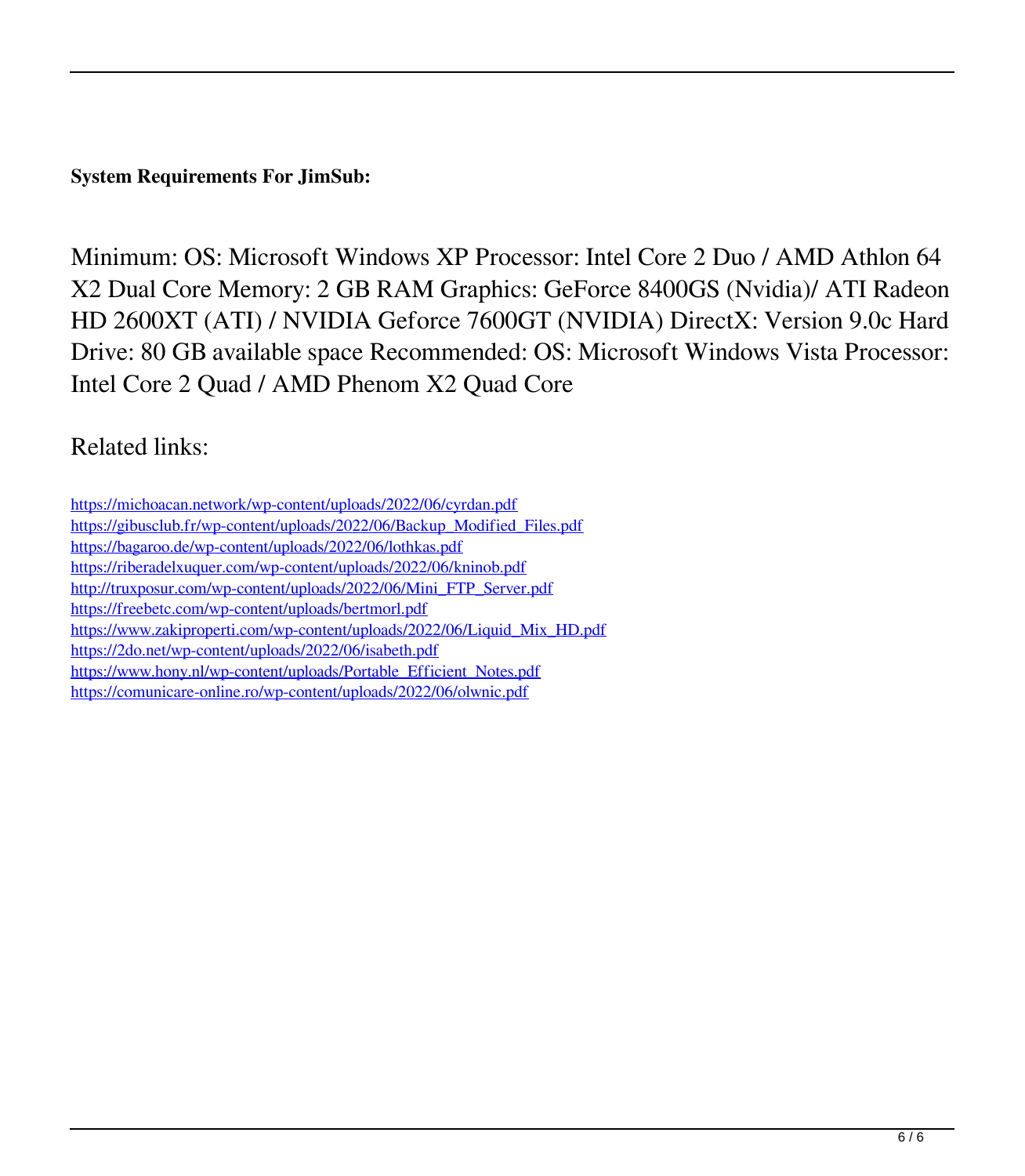**System Requirements For JimSub:**

Minimum: OS: Microsoft Windows XP Processor: Intel Core 2 Duo / AMD Athlon 64 X2 Dual Core Memory: 2 GB RAM Graphics: GeForce 8400GS (Nvidia)/ ATI Radeon HD 2600XT (ATI) / NVIDIA Geforce 7600GT (NVIDIA) DirectX: Version 9.0c Hard Drive: 80 GB available space Recommended: OS: Microsoft Windows Vista Processor: Intel Core 2 Quad / AMD Phenom X2 Quad Core

Related links:

https://michoacan.network/wp-content/uploads/2022/06/cyrdan.pdf
https://gibusclub.fr/wp-content/uploads/2022/06/Backup_Modified_Files.pdf
https://bagaroo.de/wp-content/uploads/2022/06/lothkas.pdf
https://riberadelxuquer.com/wp-content/uploads/2022/06/kninob.pdf
http://truxposur.com/wp-content/uploads/2022/06/Mini_FTP_Server.pdf
https://freebetc.com/wp-content/uploads/bertmorl.pdf
https://www.zakiproperti.com/wp-content/uploads/2022/06/Liquid_Mix_HD.pdf
https://2do.net/wp-content/uploads/2022/06/isabeth.pdf
https://www.hony.nl/wp-content/uploads/Portable_Efficient_Notes.pdf
https://comunicare-online.ro/wp-content/uploads/2022/06/olwnic.pdf